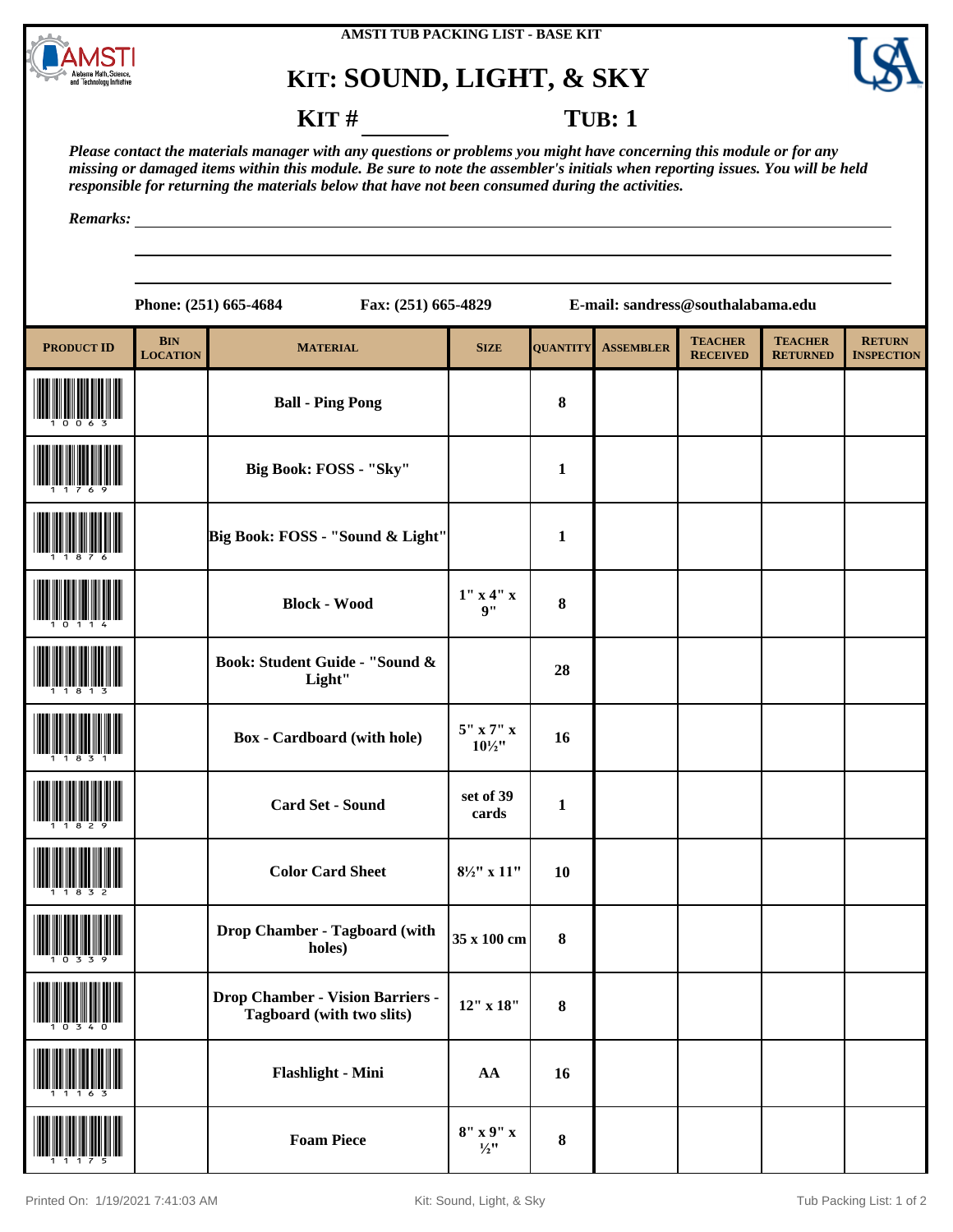AMSTI TUB PACKING LIST - BASE KIT

# KIT: SOUND, LIGHT, & SKY

**KIT #** ________ **TUB: 1**

*Please contact the materials manager with any questions or problems you might have concerning this module or for any missing or damaged items within this module. Be sure to note the assembler's initials when reporting issues. You will be held responsible for returning the materials below that have not been consumed during the activities.*

*Remarks:* ______________________________

Phone: (251) 665-4684 Fax: (251) 665-4829 E-mail: sandress@southalabama.edu

| PRODUCT ID | BIN LOCATION | MATERIAL | SIZE | QUANTITY | ASSEMBLER | TEACHER RECEIVED | TEACHER RETURNED | RETURN INSPECTION |
|---|---|---|---|---|---|---|---|---|
| 10063 | | Ball - Ping Pong | | 8 | | | | |
| 11769 | | Big Book: FOSS - "Sky" | | 1 | | | | |
| 11876 | | Big Book: FOSS - "Sound & Light" | | 1 | | | | |
| 10114 | | Block - Wood | 1" x 4" x 9" | 8 | | | | |
| 11813 | | Book: Student Guide - "Sound & Light" | | 28 | | | | |
| 11831 | | Box - Cardboard (with hole) | 5" x 7" x 10½" | 16 | | | | |
| 11829 | | Card Set - Sound | set of 39 cards | 1 | | | | |
| 11832 | | Color Card Sheet | 8½" x 11" | 10 | | | | |
| 10339 | | Drop Chamber - Tagboard (with holes) | 35 x 100 cm | 8 | | | | |
| 10340 | | Drop Chamber - Vision Barriers - Tagboard (with two slits) | 12" x 18" | 8 | | | | |
| 11163 | | Flashlight - Mini | AA | 16 | | | | |
| 11175 | | Foam Piece | 8" x 9" x ½" | 8 | | | | |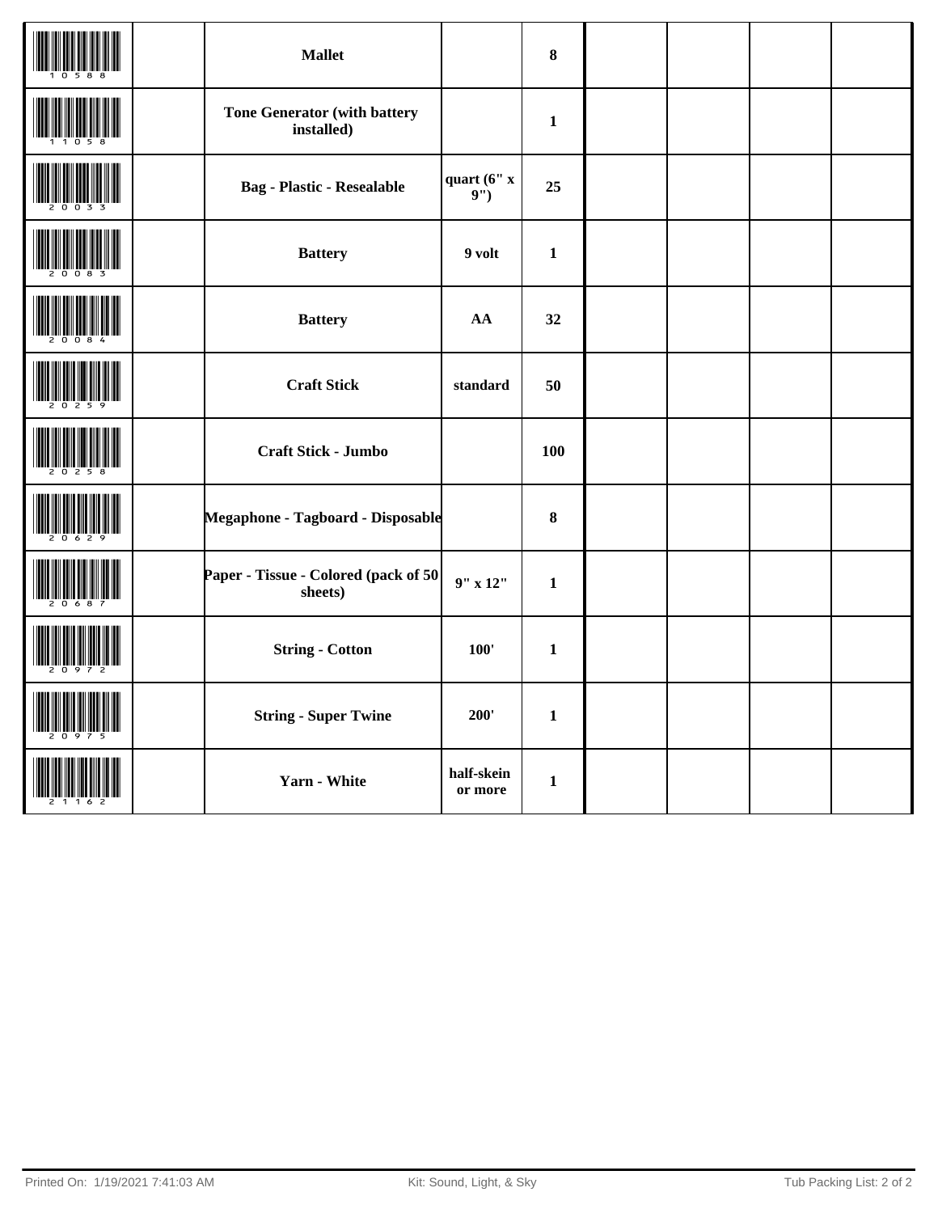| | | | | | | | | |
|---|---|---|---|---|---|---|---|---|
| 10588 | | **Mallet** | | **8** | | | | |
| 11058 | | **Tone Generator (with battery installed)** | | **1** | | | | |
| 20033 | | **Bag - Plastic - Resealable** | **quart (6" x 9")** | **25** | | | | |
| 20083 | | **Battery** | **9 volt** | **1** | | | | |
| 20084 | | **Battery** | **AA** | **32** | | | | |
| 20259 | | **Craft Stick** | **standard** | **50** | | | | |
| 20258 | | **Craft Stick - Jumbo** | | **100** | | | | |
| 20629 | | **Megaphone - Tagboard - Disposable** | | **8** | | | | |
| 20687 | | **Paper - Tissue - Colored (pack of 50 sheets)** | **9" x 12"** | **1** | | | | |
| 20972 | | **String - Cotton** | **100'** | **1** | | | | |
| 20975 | | **String - Super Twine** | **200'** | **1** | | | | |
| 21162 | | **Yarn - White** | **half-skein or more** | **1** | | | | |

Printed On: 1/19/2021 7:41:03 AM Kit: Sound, Light, & Sky Tub Packing List: 2 of 2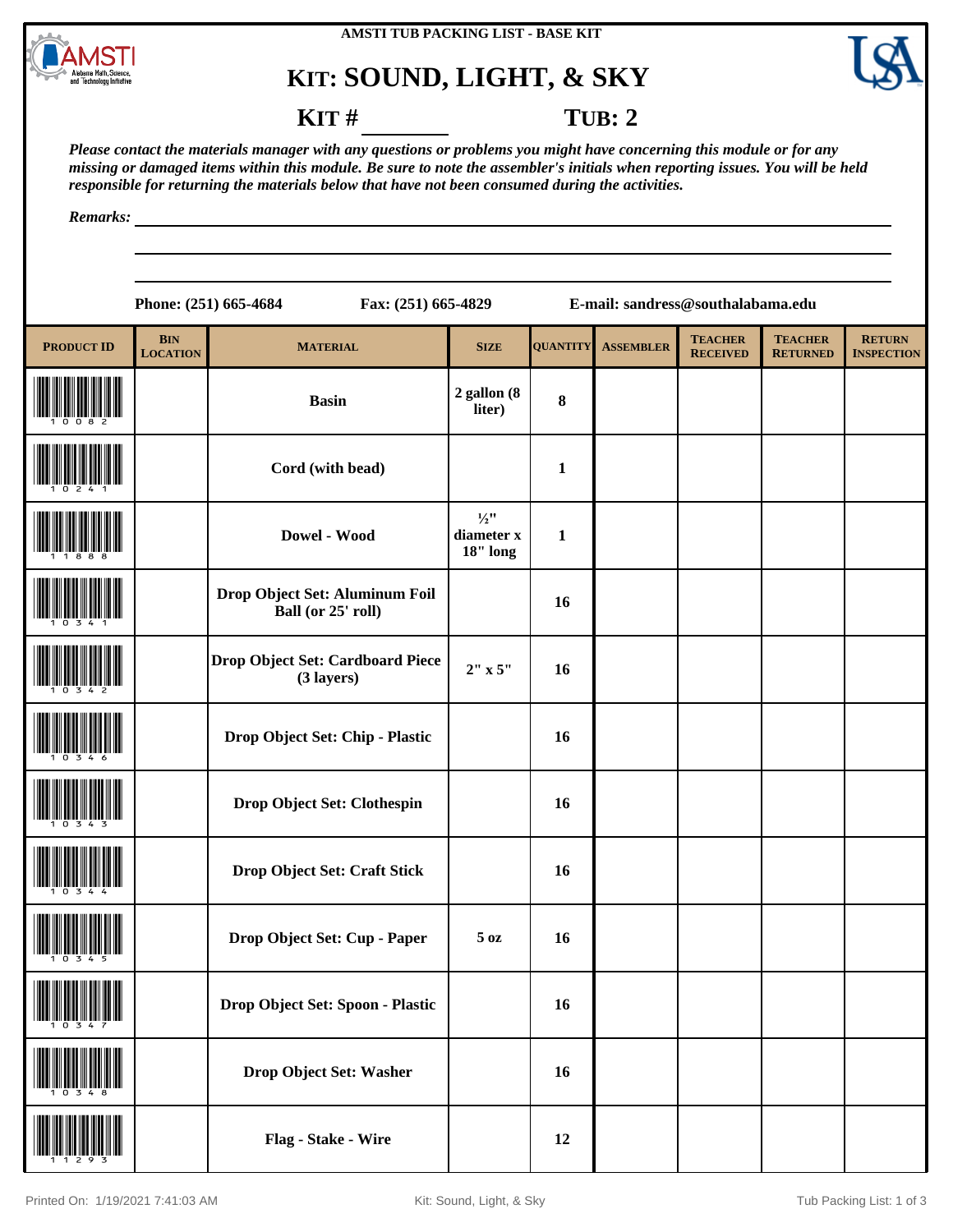AMSTI TUB PACKING LIST - BASE KIT

# KIT: SOUND, LIGHT, & SKY

**KIT # ________** **TUB: 2**

***Please contact the materials manager with any questions or problems you might have concerning this module or for any missing or damaged items within this module. Be sure to note the assembler's initials when reporting issues. You will be held responsible for returning the materials below that have not been consumed during the activities.***

***Remarks:*** ______________________________________________

**Phone: (251) 665-4684** **Fax: (251) 665-4829** **E-mail: sandress@southalabama.edu**

| PRODUCT ID | BIN LOCATION | MATERIAL | SIZE | QUANTITY | ASSEMBLER | TEACHER RECEIVED | TEACHER RETURNED | RETURN INSPECTION |
|---|---|---|---|---|---|---|---|---|
| 10082 | | Basin | 2 gallon (8 liter) | 8 | | | | |
| 10241 | | Cord (with bead) | | 1 | | | | |
| 11888 | | Dowel - Wood | ½" diameter x 18" long | 1 | | | | |
| 10341 | | Drop Object Set: Aluminum Foil Ball (or 25' roll) | | 16 | | | | |
| 10342 | | Drop Object Set: Cardboard Piece (3 layers) | 2" x 5" | 16 | | | | |
| 10346 | | Drop Object Set: Chip - Plastic | | 16 | | | | |
| 10343 | | Drop Object Set: Clothespin | | 16 | | | | |
| 10344 | | Drop Object Set: Craft Stick | | 16 | | | | |
| 10345 | | Drop Object Set: Cup - Paper | 5 oz | 16 | | | | |
| 10347 | | Drop Object Set: Spoon - Plastic | | 16 | | | | |
| 10348 | | Drop Object Set: Washer | | 16 | | | | |
| 11293 | | Flag - Stake - Wire | | 12 | | | | |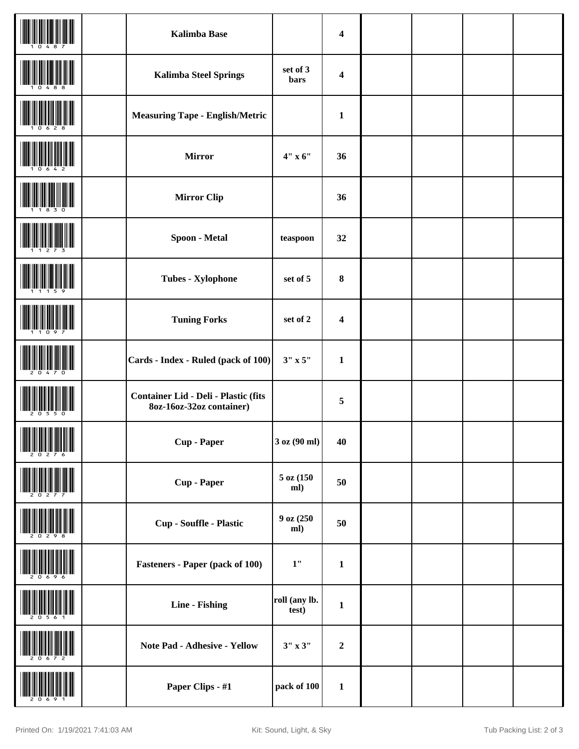| | | | | | | | | |
|---|---|---|---|---|---|---|---|---|
| 10487 | | Kalimba Base | | 4 | | | | |
| 10488 | | Kalimba Steel Springs | set of 3 bars | 4 | | | | |
| 10628 | | Measuring Tape - English/Metric | | 1 | | | | |
| 10642 | | Mirror | 4" x 6" | 36 | | | | |
| 11830 | | Mirror Clip | | 36 | | | | |
| 11273 | | Spoon - Metal | teaspoon | 32 | | | | |
| 11159 | | Tubes - Xylophone | set of 5 | 8 | | | | |
| 11097 | | Tuning Forks | set of 2 | 4 | | | | |
| 20470 | | Cards - Index - Ruled (pack of 100) | 3" x 5" | 1 | | | | |
| 20550 | | Container Lid - Deli - Plastic (fits 8oz-16oz-32oz container) | | 5 | | | | |
| 20276 | | Cup - Paper | 3 oz (90 ml) | 40 | | | | |
| 20277 | | Cup - Paper | 5 oz (150 ml) | 50 | | | | |
| 20298 | | Cup - Souffle - Plastic | 9 oz (250 ml) | 50 | | | | |
| 20696 | | Fasteners - Paper (pack of 100) | 1" | 1 | | | | |
| 20561 | | Line - Fishing | roll (any lb. test) | 1 | | | | |
| 20672 | | Note Pad - Adhesive - Yellow | 3" x 3" | 2 | | | | |
| 20691 | | Paper Clips - #1 | pack of 100 | 1 | | | | |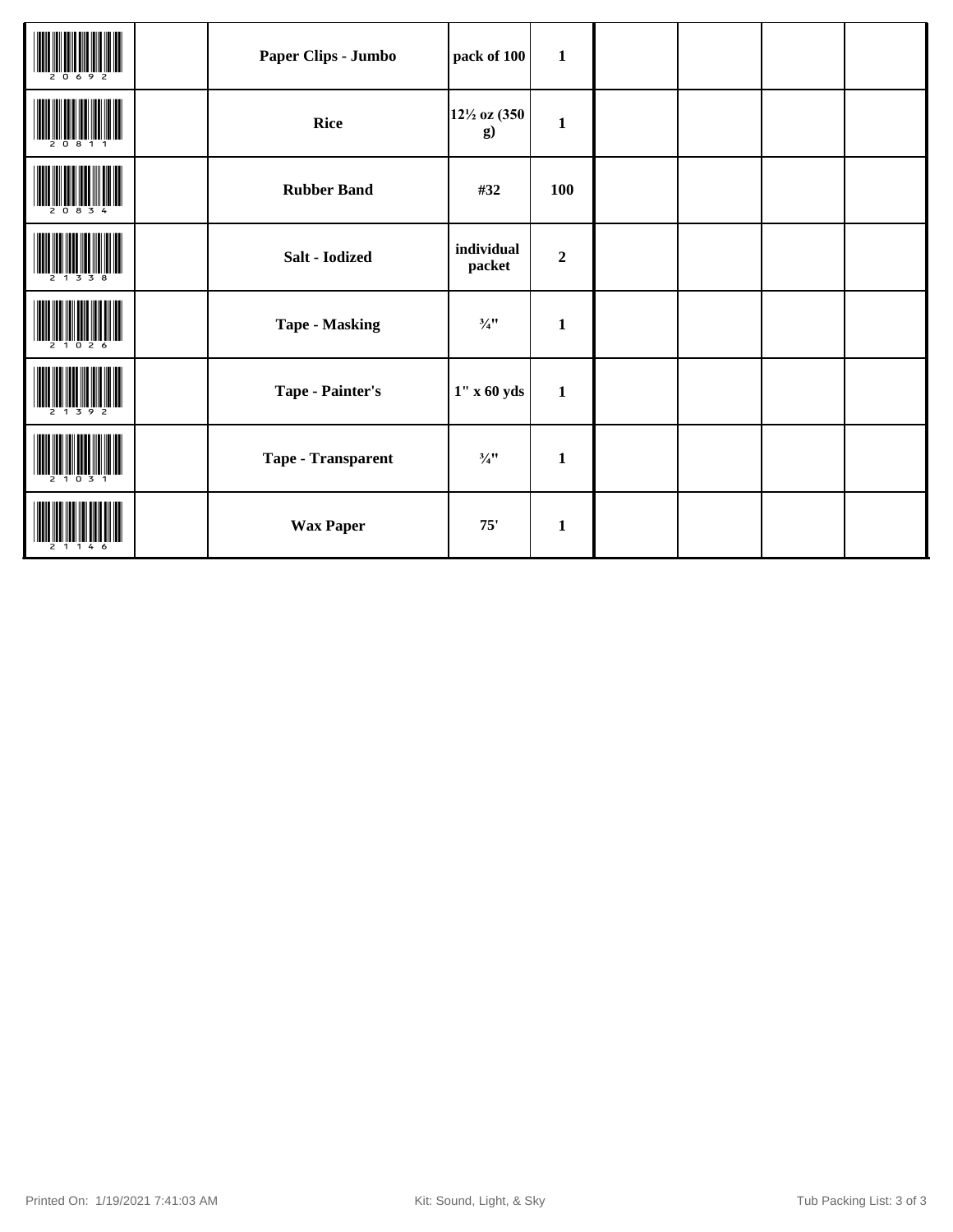| | | | | | | | | |
|---|---|---|---|---|---|---|---|---|
| 20692 | | **Paper Clips - Jumbo** | **pack of 100** | **1** | | | | |
| 20811 | | **Rice** | **12½ oz (350 g)** | **1** | | | | |
| 20834 | | **Rubber Band** | **#32** | **100** | | | | |
| 21338 | | **Salt - Iodized** | **individual packet** | **2** | | | | |
| 21026 | | **Tape - Masking** | **¾"** | **1** | | | | |
| 21392 | | **Tape - Painter's** | **1" x 60 yds** | **1** | | | | |
| 21031 | | **Tape - Transparent** | **¾"** | **1** | | | | |
| 21146 | | **Wax Paper** | **75'** | **1** | | | | |